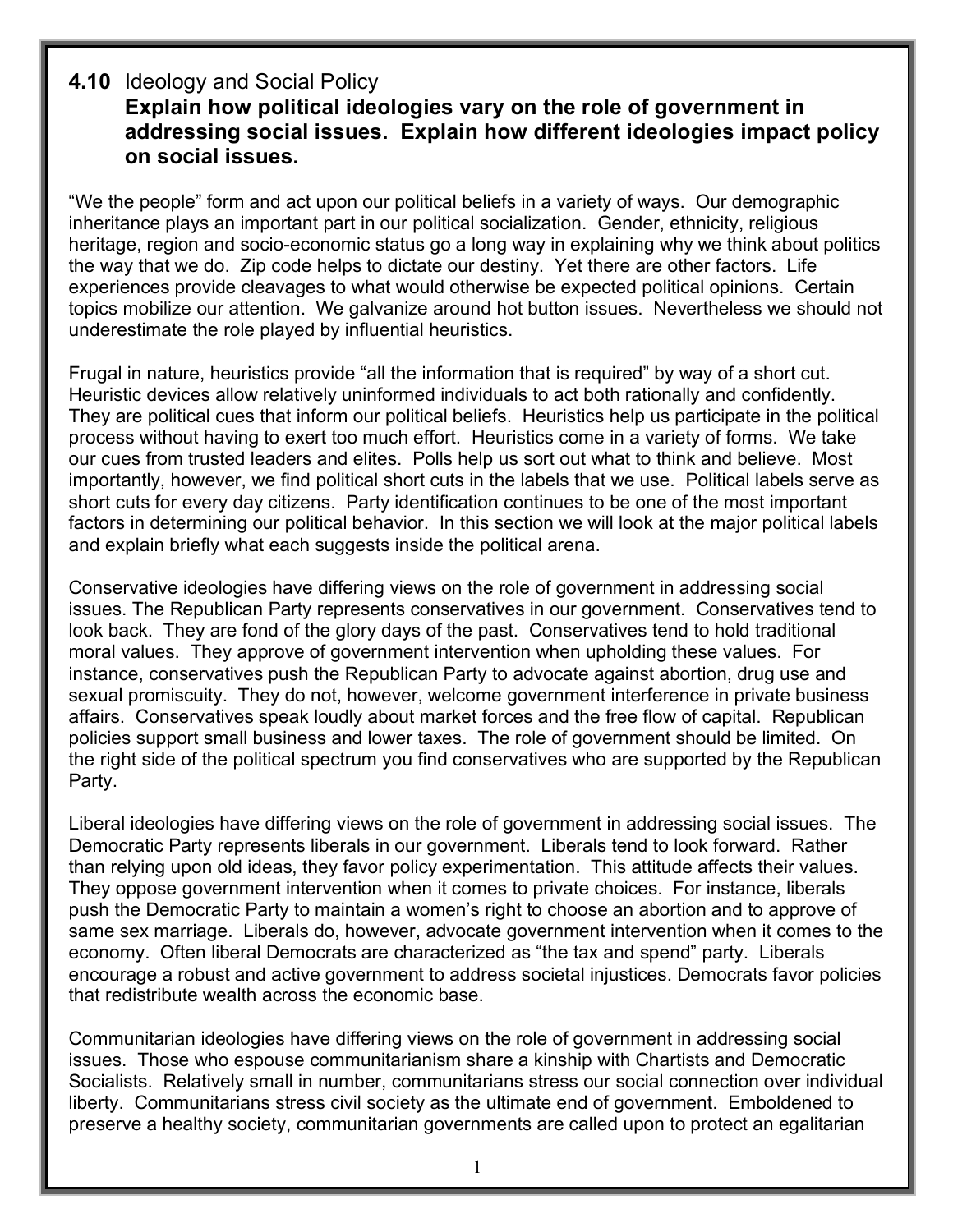## 4.10 Ideology and Social Policy

**Explain how political ideologies vary on the role of government in addressing social issues. Explain how different ideologies impact policy on social issues.**

"We the people" form and act upon our political beliefs in a variety of ways. Our demographic inheritance plays an important part in our political socialization. Gender, ethnicity, religious heritage, region and socio-economic status go a long way in explaining why we think about politics the way that we do. Zip code helps to dictate our destiny. Yet there are other factors. Life experiences provide cleavages to what would otherwise be expected political opinions. Certain topics mobilize our attention. We galvanize around hot button issues. Nevertheless we should not underestimate the role played by influential heuristics.

Frugal in nature, heuristics provide "all the information that is required" by way of a short cut. Heuristic devices allow relatively uninformed individuals to act both rationally and confidently. They are political cues that inform our political beliefs. Heuristics help us participate in the political process without having to exert too much effort. Heuristics come in a variety of forms. We take our cues from trusted leaders and elites. Polls help us sort out what to think and believe. Most importantly, however, we find political short cuts in the labels that we use. Political labels serve as short cuts for every day citizens. Party identification continues to be one of the most important factors in determining our political behavior. In this section we will look at the major political labels and explain briefly what each suggests inside the political arena.

Conservative ideologies have differing views on the role of government in addressing social issues. The Republican Party represents conservatives in our government. Conservatives tend to look back. They are fond of the glory days of the past. Conservatives tend to hold traditional moral values. They approve of government intervention when upholding these values. For instance, conservatives push the Republican Party to advocate against abortion, drug use and sexual promiscuity. They do not, however, welcome government interference in private business affairs. Conservatives speak loudly about market forces and the free flow of capital. Republican policies support small business and lower taxes. The role of government should be limited. On the right side of the political spectrum you find conservatives who are supported by the Republican Party.

Liberal ideologies have differing views on the role of government in addressing social issues. The Democratic Party represents liberals in our government. Liberals tend to look forward. Rather than relying upon old ideas, they favor policy experimentation. This attitude affects their values. They oppose government intervention when it comes to private choices. For instance, liberals push the Democratic Party to maintain a women's right to choose an abortion and to approve of same sex marriage. Liberals do, however, advocate government intervention when it comes to the economy. Often liberal Democrats are characterized as "the tax and spend" party. Liberals encourage a robust and active government to address societal injustices. Democrats favor policies that redistribute wealth across the economic base.

Communitarian ideologies have differing views on the role of government in addressing social issues. Those who espouse communitarianism share a kinship with Chartists and Democratic Socialists. Relatively small in number, communitarians stress our social connection over individual liberty. Communitarians stress civil society as the ultimate end of government. Emboldened to preserve a healthy society, communitarian governments are called upon to protect an egalitarian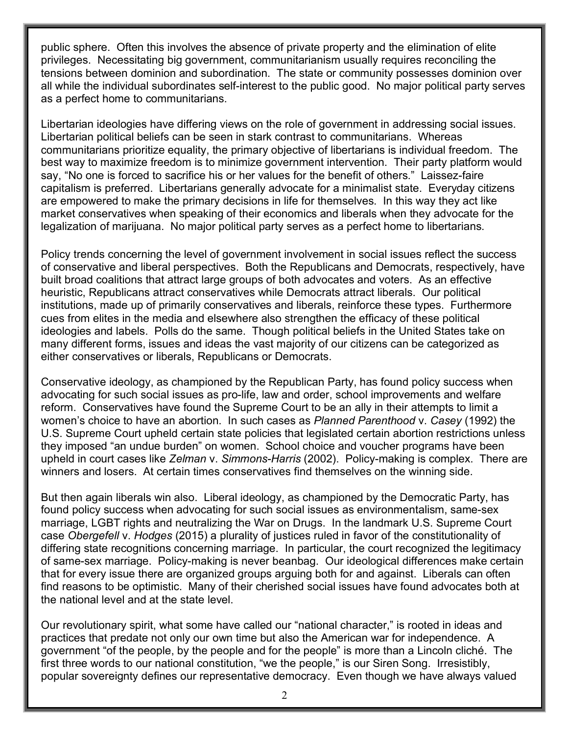public sphere. Often this involves the absence of private property and the elimination of elite privileges. Necessitating big government, communitarianism usually requires reconciling the tensions between dominion and subordination. The state or community possesses dominion over all while the individual subordinates self-interest to the public good. No major political party serves as a perfect home to communitarians.

Libertarian ideologies have differing views on the role of government in addressing social issues. Libertarian political beliefs can be seen in stark contrast to communitarians. Whereas communitarians prioritize equality, the primary objective of libertarians is individual freedom. The best way to maximize freedom is to minimize government intervention. Their party platform would say, "No one is forced to sacrifice his or her values for the benefit of others." Laissez-faire capitalism is preferred. Libertarians generally advocate for a minimalist state. Everyday citizens are empowered to make the primary decisions in life for themselves. In this way they act like market conservatives when speaking of their economics and liberals when they advocate for the legalization of marijuana. No major political party serves as a perfect home to libertarians.

Policy trends concerning the level of government involvement in social issues reflect the success of conservative and liberal perspectives. Both the Republicans and Democrats, respectively, have built broad coalitions that attract large groups of both advocates and voters. As an effective heuristic, Republicans attract conservatives while Democrats attract liberals. Our political institutions, made up of primarily conservatives and liberals, reinforce these types. Furthermore cues from elites in the media and elsewhere also strengthen the efficacy of these political ideologies and labels. Polls do the same. Though political beliefs in the United States take on many different forms, issues and ideas the vast majority of our citizens can be categorized as either conservatives or liberals, Republicans or Democrats.

Conservative ideology, as championed by the Republican Party, has found policy success when advocating for such social issues as pro-life, law and order, school improvements and welfare reform. Conservatives have found the Supreme Court to be an ally in their attempts to limit a women's choice to have an abortion. In such cases as *Planned Parenthood* v. *Casey* (1992) the U.S. Supreme Court upheld certain state policies that legislated certain abortion restrictions unless they imposed "an undue burden" on women. School choice and voucher programs have been upheld in court cases like *Zelman* v. *Simmons-Harris* (2002). Policy-making is complex. There are winners and losers. At certain times conservatives find themselves on the winning side.

But then again liberals win also. Liberal ideology, as championed by the Democratic Party, has found policy success when advocating for such social issues as environmentalism, same-sex marriage, LGBT rights and neutralizing the War on Drugs. In the landmark U.S. Supreme Court case *Obergefell* v. *Hodges* (2015) a plurality of justices ruled in favor of the constitutionality of differing state recognitions concerning marriage. In particular, the court recognized the legitimacy of same-sex marriage. Policy-making is never beanbag. Our ideological differences make certain that for every issue there are organized groups arguing both for and against. Liberals can often find reasons to be optimistic. Many of their cherished social issues have found advocates both at the national level and at the state level.

Our revolutionary spirit, what some have called our "national character," is rooted in ideas and practices that predate not only our own time but also the American war for independence. A government "of the people, by the people and for the people" is more than a Lincoln cliché. The first three words to our national constitution, "we the people," is our Siren Song. Irresistibly, popular sovereignty defines our representative democracy. Even though we have always valued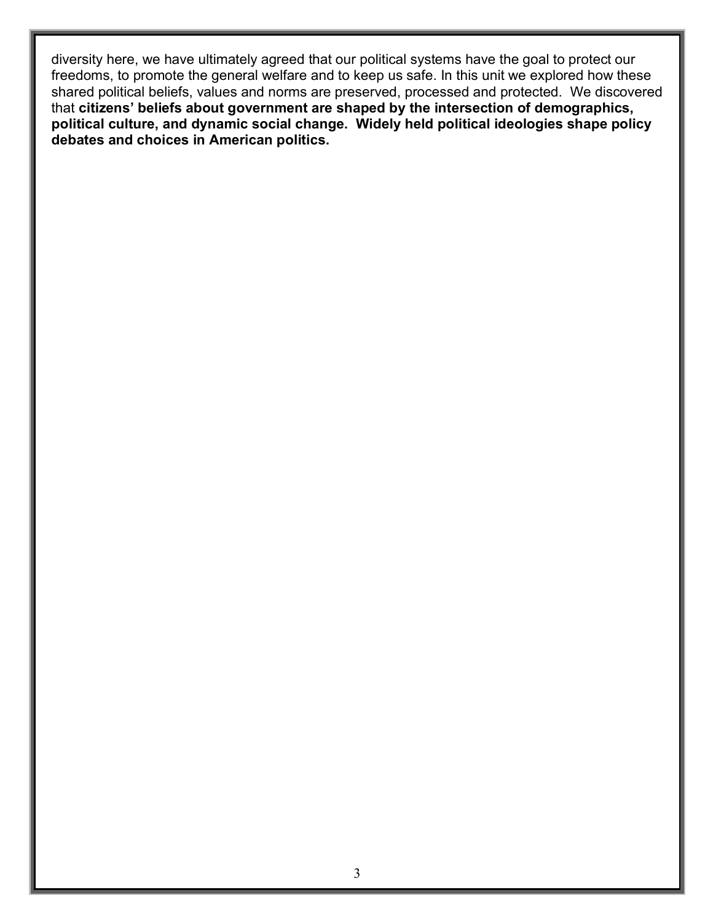diversity here, we have ultimately agreed that our political systems have the goal to protect our freedoms, to promote the general welfare and to keep us safe. In this unit we explored how these shared political beliefs, values and norms are preserved, processed and protected. We discovered that **citizens' beliefs about government are shaped by the intersection of demographics, political culture, and dynamic social change. Widely held political ideologies shape policy debates and choices in American politics.**